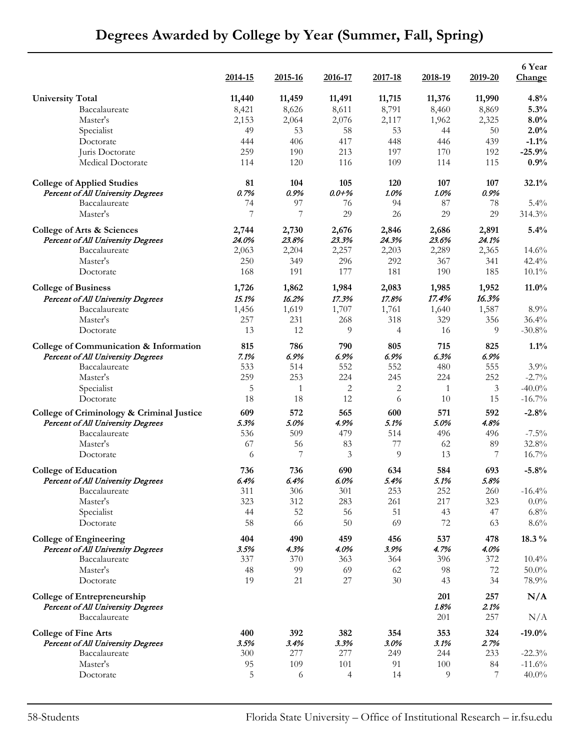# Degrees Awarded by College by Year (Summer, Fall, Spring)

| | 2014-15 | 2015-16 | 2016-17 | 2017-18 | 2018-19 | 2019-20 | 6 Year Change |
|---|---|---|---|---|---|---|---|
| **University Total** | **11,440** | **11,459** | **11,491** | **11,715** | **11,376** | **11,990** | **4.8%** |
| Baccalaureate | 8,421 | 8,626 | 8,611 | 8,791 | 8,460 | 8,869 | **5.3%** |
| Master's | 2,153 | 2,064 | 2,076 | 2,117 | 1,962 | 2,325 | **8.0%** |
| Specialist | 49 | 53 | 58 | 53 | 44 | 50 | **2.0%** |
| Doctorate | 444 | 406 | 417 | 448 | 446 | 439 | **-1.1%** |
| Juris Doctorate | 259 | 190 | 213 | 197 | 170 | 192 | **-25.9%** |
| Medical Doctorate | 114 | 120 | 116 | 109 | 114 | 115 | **0.9%** |
| **College of Applied Studies** | **81** | **104** | **105** | **120** | **107** | **107** | **32.1%** |
| ***Percent of All University Degrees*** | ***0.7%*** | ***0.9%*** | ***0.0+%*** | ***1.0%*** | ***1.0%*** | ***0.9%*** | |
| Baccalaureate | 74 | 97 | 76 | 94 | 87 | 78 | 5.4% |
| Master's | 7 | 7 | 29 | 26 | 29 | 29 | 314.3% |
| **College of Arts & Sciences** | **2,744** | **2,730** | **2,676** | **2,846** | **2,686** | **2,891** | **5.4%** |
| ***Percent of All University Degrees*** | ***24.0%*** | ***23.8%*** | ***23.3%*** | ***24.3%*** | ***23.6%*** | ***24.1%*** | |
| Baccalaureate | 2,063 | 2,204 | 2,257 | 2,203 | 2,289 | 2,365 | 14.6% |
| Master's | 250 | 349 | 296 | 292 | 367 | 341 | 42.4% |
| Doctorate | 168 | 191 | 177 | 181 | 190 | 185 | 10.1% |
| **College of Business** | **1,726** | **1,862** | **1,984** | **2,083** | **1,985** | **1,952** | **11.0%** |
| ***Percent of All University Degrees*** | ***15.1%*** | ***16.2%*** | ***17.3%*** | ***17.8%*** | ***17.4%*** | ***16.3%*** | |
| Baccalaureate | 1,456 | 1,619 | 1,707 | 1,761 | 1,640 | 1,587 | 8.9% |
| Master's | 257 | 231 | 268 | 318 | 329 | 356 | 36.4% |
| Doctorate | 13 | 12 | 9 | 4 | 16 | 9 | -30.8% |
| **College of Communication & Information** | **815** | **786** | **790** | **805** | **715** | **825** | **1.1%** |
| ***Percent of All University Degrees*** | ***7.1%*** | ***6.9%*** | ***6.9%*** | ***6.9%*** | ***6.3%*** | ***6.9%*** | |
| Baccalaureate | 533 | 514 | 552 | 552 | 480 | 555 | 3.9% |
| Master's | 259 | 253 | 224 | 245 | 224 | 252 | -2.7% |
| Specialist | 5 | 1 | 2 | 2 | 1 | 3 | -40.0% |
| Doctorate | 18 | 18 | 12 | 6 | 10 | 15 | -16.7% |
| **College of Criminology & Criminal Justice** | **609** | **572** | **565** | **600** | **571** | **592** | **-2.8%** |
| ***Percent of All University Degrees*** | ***5.3%*** | ***5.0%*** | ***4.9%*** | ***5.1%*** | ***5.0%*** | ***4.8%*** | |
| Baccalaureate | 536 | 509 | 479 | 514 | 496 | 496 | -7.5% |
| Master's | 67 | 56 | 83 | 77 | 62 | 89 | 32.8% |
| Doctorate | 6 | 7 | 3 | 9 | 13 | 7 | 16.7% |
| **College of Education** | **736** | **736** | **690** | **634** | **584** | **693** | **-5.8%** |
| ***Percent of All University Degrees*** | ***6.4%*** | ***6.4%*** | ***6.0%*** | ***5.4%*** | ***5.1%*** | ***5.8%*** | |
| Baccalaureate | 311 | 306 | 301 | 253 | 252 | 260 | -16.4% |
| Master's | 323 | 312 | 283 | 261 | 217 | 323 | 0.0% |
| Specialist | 44 | 52 | 56 | 51 | 43 | 47 | 6.8% |
| Doctorate | 58 | 66 | 50 | 69 | 72 | 63 | 8.6% |
| **College of Engineering** | **404** | **490** | **459** | **456** | **537** | **478** | **18.3 %** |
| ***Percent of All University Degrees*** | ***3.5%*** | ***4.3%*** | ***4.0%*** | ***3.9%*** | ***4.7%*** | ***4.0%*** | |
| Baccalaureate | 337 | 370 | 363 | 364 | 396 | 372 | 10.4% |
| Master's | 48 | 99 | 69 | 62 | 98 | 72 | 50.0% |
| Doctorate | 19 | 21 | 27 | 30 | 43 | 34 | 78.9% |
| **College of Entrepreneurship** | | | | | **201** | **257** | **N/A** |
| ***Percent of All University Degrees*** | | | | | ***1.8%*** | ***2.1%*** | |
| Baccalaureate | | | | | 201 | 257 | N/A |
| **College of Fine Arts** | **400** | **392** | **382** | **354** | **353** | **324** | **-19.0%** |
| ***Percent of All University Degrees*** | ***3.5%*** | ***3.4%*** | ***3.3%*** | ***3.0%*** | ***3.1%*** | ***2.7%*** | |
| Baccalaureate | 300 | 277 | 277 | 249 | 244 | 233 | -22.3% |
| Master's | 95 | 109 | 101 | 91 | 100 | 84 | -11.6% |
| Doctorate | 5 | 6 | 4 | 14 | 9 | 7 | 40.0% |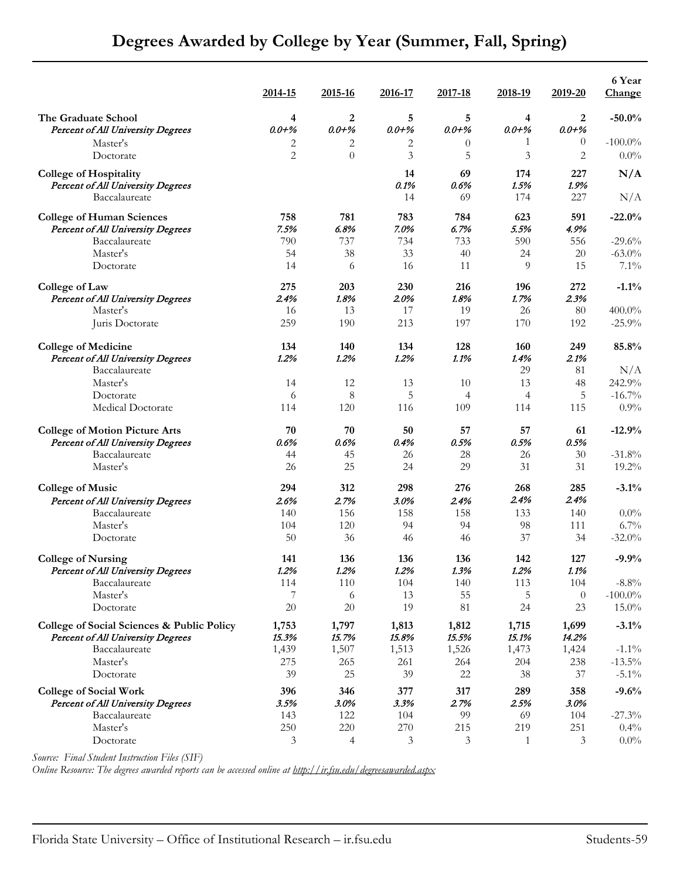# Degrees Awarded by College by Year (Summer, Fall, Spring)

| | 2014-15 | 2015-16 | 2016-17 | 2017-18 | 2018-19 | 2019-20 | 6 Year Change |
|---|---|---|---|---|---|---|---|
| **The Graduate School** | **4** | **2** | **5** | **5** | **4** | **2** | **-50.0%** |
| *Percent of All University Degrees* | *0.0+%* | *0.0+%* | *0.0+%* | *0.0+%* | *0.0+%* | *0.0+%* | |
| Master's | 2 | 2 | 2 | 0 | 1 | 0 | -100.0% |
| Doctorate | 2 | 0 | 3 | 5 | 3 | 2 | 0.0% |
| **College of Hospitality** | | | **14** | **69** | **174** | **227** | **N/A** |
| *Percent of All University Degrees* | | | *0.1%* | *0.6%* | *1.5%* | *1.9%* | |
| Baccalaureate | | | 14 | 69 | 174 | 227 | N/A |
| **College of Human Sciences** | **758** | **781** | **783** | **784** | **623** | **591** | **-22.0%** |
| *Percent of All University Degrees* | *7.5%* | *6.8%* | *7.0%* | *6.7%* | *5.5%* | *4.9%* | |
| Baccalaureate | 790 | 737 | 734 | 733 | 590 | 556 | -29.6% |
| Master's | 54 | 38 | 33 | 40 | 24 | 20 | -63.0% |
| Doctorate | 14 | 6 | 16 | 11 | 9 | 15 | 7.1% |
| **College of Law** | **275** | **203** | **230** | **216** | **196** | **272** | **-1.1%** |
| *Percent of All University Degrees* | *2.4%* | *1.8%* | *2.0%* | *1.8%* | *1.7%* | *2.3%* | |
| Master's | 16 | 13 | 17 | 19 | 26 | 80 | 400.0% |
| Juris Doctorate | 259 | 190 | 213 | 197 | 170 | 192 | -25.9% |
| **College of Medicine** | **134** | **140** | **134** | **128** | **160** | **249** | **85.8%** |
| *Percent of All University Degrees* | *1.2%* | *1.2%* | *1.2%* | *1.1%* | *1.4%* | *2.1%* | |
| Baccalaureate | | | | | 29 | 81 | N/A |
| Master's | 14 | 12 | 13 | 10 | 13 | 48 | 242.9% |
| Doctorate | 6 | 8 | 5 | 4 | 4 | 5 | -16.7% |
| Medical Doctorate | 114 | 120 | 116 | 109 | 114 | 115 | 0.9% |
| **College of Motion Picture Arts** | **70** | **70** | **50** | **57** | **57** | **61** | **-12.9%** |
| *Percent of All University Degrees* | *0.6%* | *0.6%* | *0.4%* | *0.5%* | *0.5%* | *0.5%* | |
| Baccalaureate | 44 | 45 | 26 | 28 | 26 | 30 | -31.8% |
| Master's | 26 | 25 | 24 | 29 | 31 | 31 | 19.2% |
| **College of Music** | **294** | **312** | **298** | **276** | **268** | **285** | **-3.1%** |
| *Percent of All University Degrees* | *2.6%* | *2.7%* | *3.0%* | *2.4%* | *2.4%* | *2.4%* | |
| Baccalaureate | 140 | 156 | 158 | 158 | 133 | 140 | 0.0% |
| Master's | 104 | 120 | 94 | 94 | 98 | 111 | 6.7% |
| Doctorate | 50 | 36 | 46 | 46 | 37 | 34 | -32.0% |
| **College of Nursing** | **141** | **136** | **136** | **136** | **142** | **127** | **-9.9%** |
| *Percent of All University Degrees* | *1.2%* | *1.2%* | *1.2%* | *1.3%* | *1.2%* | *1.1%* | |
| Baccalaureate | 114 | 110 | 104 | 140 | 113 | 104 | -8.8% |
| Master's | 7 | 6 | 13 | 55 | 5 | 0 | -100.0% |
| Doctorate | 20 | 20 | 19 | 81 | 24 | 23 | 15.0% |
| **College of Social Sciences & Public Policy** | **1,753** | **1,797** | **1,813** | **1,812** | **1,715** | **1,699** | **-3.1%** |
| *Percent of All University Degrees* | *15.3%* | *15.7%* | *15.8%* | *15.5%* | *15.1%* | *14.2%* | |
| Baccalaureate | 1,439 | 1,507 | 1,513 | 1,526 | 1,473 | 1,424 | -1.1% |
| Master's | 275 | 265 | 261 | 264 | 204 | 238 | -13.5% |
| Doctorate | 39 | 25 | 39 | 22 | 38 | 37 | -5.1% |
| **College of Social Work** | **396** | **346** | **377** | **317** | **289** | **358** | **-9.6%** |
| *Percent of All University Degrees* | *3.5%* | *3.0%* | *3.3%* | *2.7%* | *2.5%* | *3.0%* | |
| Baccalaureate | 143 | 122 | 104 | 99 | 69 | 104 | -27.3% |
| Master's | 250 | 220 | 270 | 215 | 219 | 251 | 0.4% |
| Doctorate | 3 | 4 | 3 | 3 | 1 | 3 | 0.0% |

*Source: Final Student Instruction Files (SIF)*

*Online Resource: The degrees awarded reports can be accessed online at http://ir.fsu.edu/degreesawarded.aspx*